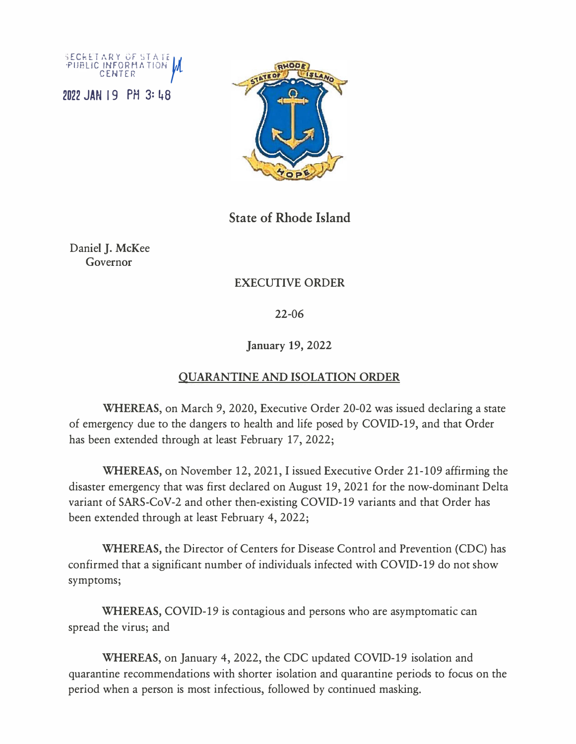SECRETARY OF STATE
PUBLIC INFORMATION
CENTER

2022 JAN 19 PM 3:48

## State of Rhode Island

Daniel J. McKee
Governor

### EXECUTIVE ORDER

22-06

January 19, 2022

### QUARANTINE AND ISOLATION ORDER

**WHEREAS,** on March 9, 2020, Executive Order 20-02 was issued declaring a state of emergency due to the dangers to health and life posed by COVID-19, and that Order has been extended through at least February 17, 2022;

**WHEREAS,** on November 12, 2021, I issued Executive Order 21-109 affirming the disaster emergency that was first declared on August 19, 2021 for the now-dominant Delta variant of SARS-CoV-2 and other then-existing COVID-19 variants and that Order has been extended through at least February 4, 2022;

**WHEREAS,** the Director of Centers for Disease Control and Prevention (CDC) has confirmed that a significant number of individuals infected with COVID-19 do not show symptoms;

**WHEREAS,** COVID-19 is contagious and persons who are asymptomatic can spread the virus; and

**WHEREAS,** on January 4, 2022, the CDC updated COVID-19 isolation and quarantine recommendations with shorter isolation and quarantine periods to focus on the period when a person is most infectious, followed by continued masking.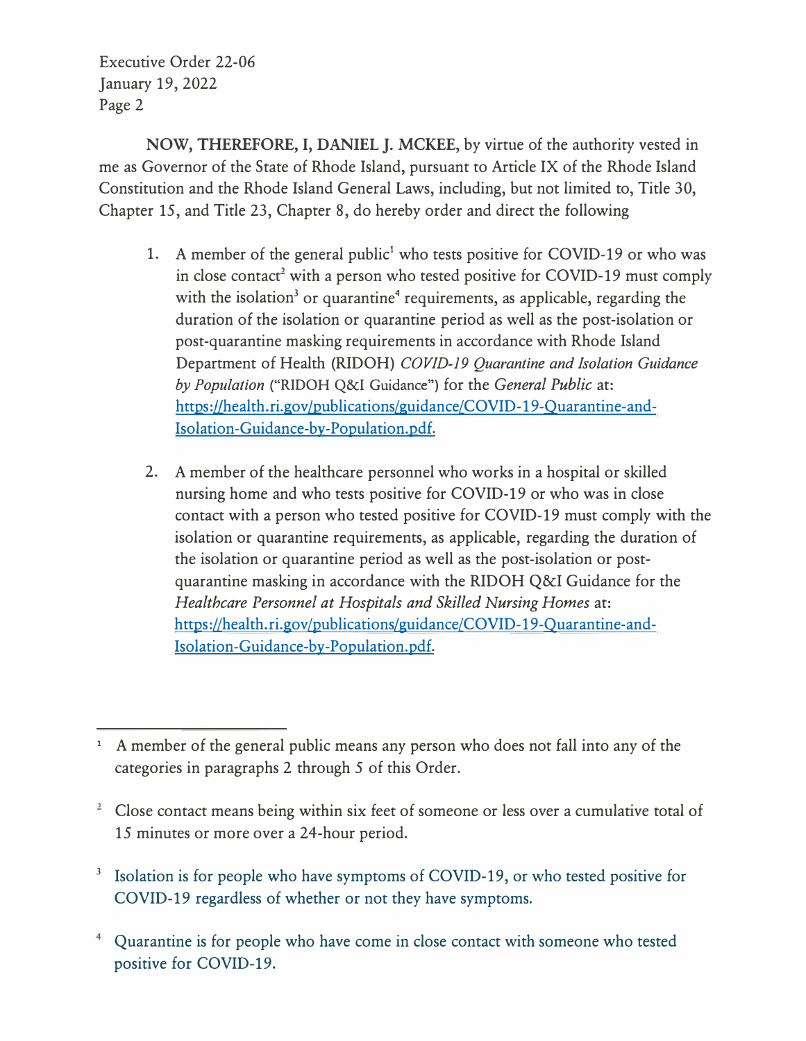**NOW, THEREFORE, I, DANIEL J. MCKEE,** by virtue of the authority vested in me as Governor of the State of Rhode Island, pursuant to Article IX of the Rhode Island Constitution and the Rhode Island General Laws, including, but not limited to, Title 30, Chapter 15, and Title 23, Chapter 8, do hereby order and direct the following

1. A member of the general public[1] who tests positive for COVID-19 or who was in close contact[2] with a person who tested positive for COVID-19 must comply with the isolation[3] or quarantine[4] requirements, as applicable, regarding the duration of the isolation or quarantine period as well as the post-isolation or post-quarantine masking requirements in accordance with Rhode Island Department of Health (RIDOH) *COVID-19 Quarantine and Isolation Guidance by Population* ("RIDOH Q&I Guidance") for the *General Public* at: https://health.ri.gov/publications/guidance/COVID-19-Quarantine-and-Isolation-Guidance-by-Population.pdf.

2. A member of the healthcare personnel who works in a hospital or skilled nursing home and who tests positive for COVID-19 or who was in close contact with a person who tested positive for COVID-19 must comply with the isolation or quarantine requirements, as applicable, regarding the duration of the isolation or quarantine period as well as the post-isolation or post-quarantine masking in accordance with the RIDOH Q&I Guidance for the *Healthcare Personnel at Hospitals and Skilled Nursing Homes* at: https://health.ri.gov/publications/guidance/COVID-19-Quarantine-and-Isolation-Guidance-by-Population.pdf.

---

[1] A member of the general public means any person who does not fall into any of the categories in paragraphs 2 through 5 of this Order.

[2] Close contact means being within six feet of someone or less over a cumulative total of 15 minutes or more over a 24-hour period.

[3] Isolation is for people who have symptoms of COVID-19, or who tested positive for COVID-19 regardless of whether or not they have symptoms.

[4] Quarantine is for people who have come in close contact with someone who tested positive for COVID-19.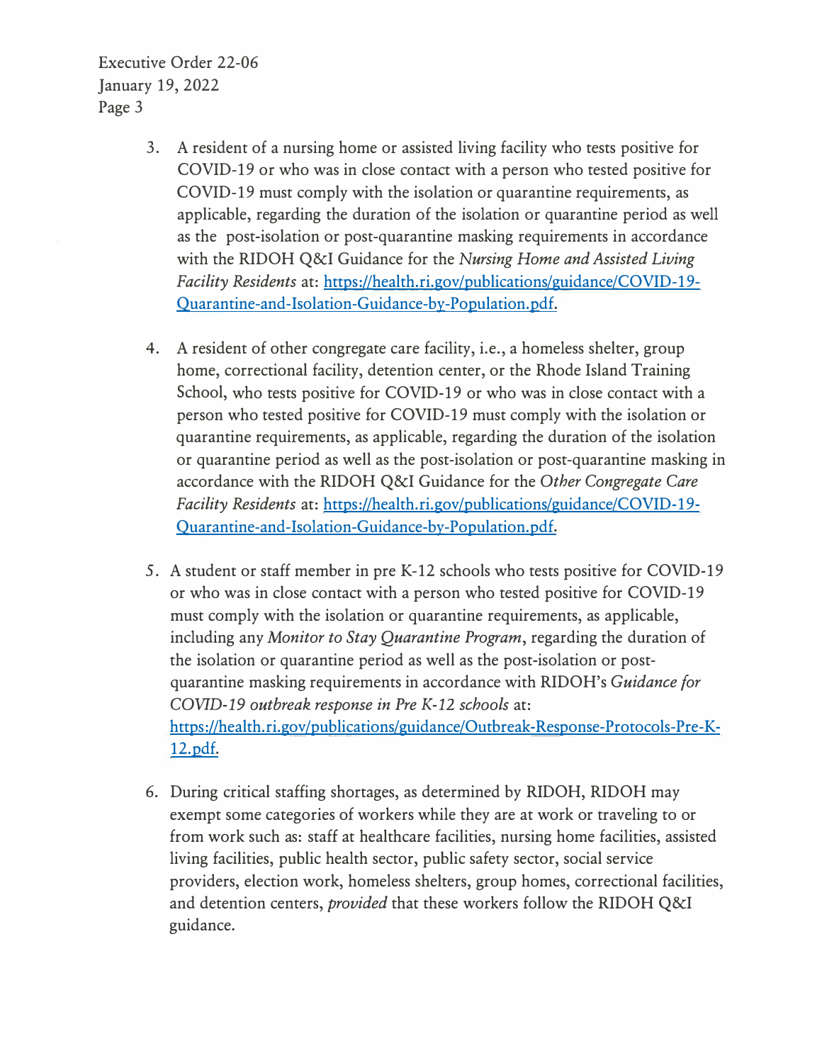3. A resident of a nursing home or assisted living facility who tests positive for COVID-19 or who was in close contact with a person who tested positive for COVID-19 must comply with the isolation or quarantine requirements, as applicable, regarding the duration of the isolation or quarantine period as well as the post-isolation or post-quarantine masking requirements in accordance with the RIDOH Q&I Guidance for the *Nursing Home and Assisted Living Facility Residents* at: https://health.ri.gov/publications/guidance/COVID-19-Quarantine-and-Isolation-Guidance-by-Population.pdf.

4. A resident of other congregate care facility, i.e., a homeless shelter, group home, correctional facility, detention center, or the Rhode Island Training School, who tests positive for COVID-19 or who was in close contact with a person who tested positive for COVID-19 must comply with the isolation or quarantine requirements, as applicable, regarding the duration of the isolation or quarantine period as well as the post-isolation or post-quarantine masking in accordance with the RIDOH Q&I Guidance for the *Other Congregate Care Facility Residents* at: https://health.ri.gov/publications/guidance/COVID-19-Quarantine-and-Isolation-Guidance-by-Population.pdf.

5. A student or staff member in pre K-12 schools who tests positive for COVID-19 or who was in close contact with a person who tested positive for COVID-19 must comply with the isolation or quarantine requirements, as applicable, including any *Monitor to Stay Quarantine Program*, regarding the duration of the isolation or quarantine period as well as the post-isolation or post-quarantine masking requirements in accordance with RIDOH's *Guidance for COVID-19 outbreak response in Pre K-12 schools* at: https://health.ri.gov/publications/guidance/Outbreak-Response-Protocols-Pre-K-12.pdf.

6. During critical staffing shortages, as determined by RIDOH, RIDOH may exempt some categories of workers while they are at work or traveling to or from work such as: staff at healthcare facilities, nursing home facilities, assisted living facilities, public health sector, public safety sector, social service providers, election work, homeless shelters, group homes, correctional facilities, and detention centers, *provided* that these workers follow the RIDOH Q&I guidance.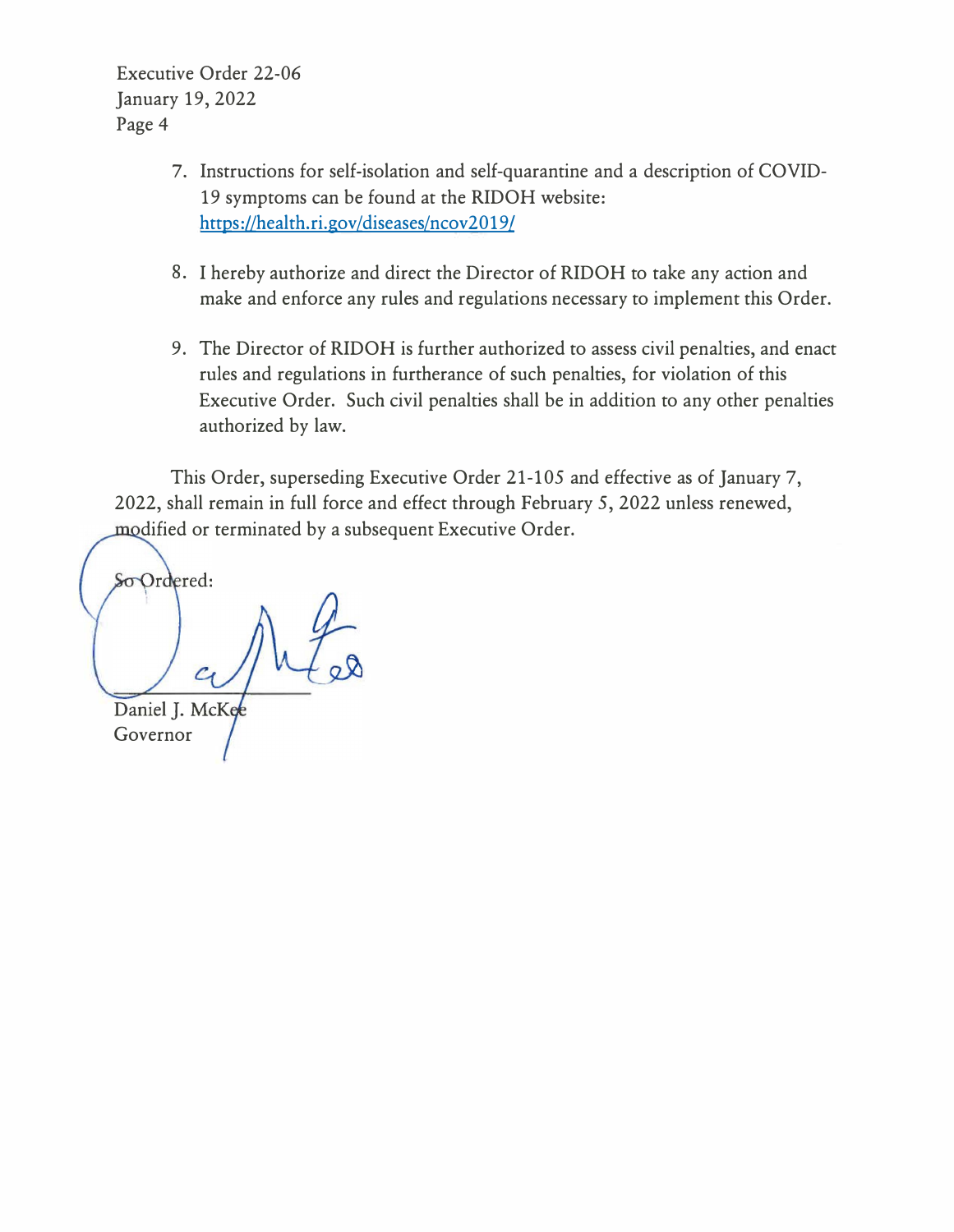7. Instructions for self-isolation and self-quarantine and a description of COVID-19 symptoms can be found at the RIDOH website: [https://health.ri.gov/diseases/ncov2019/](https://health.ri.gov/diseases/ncov2019/)

8. I hereby authorize and direct the Director of RIDOH to take any action and make and enforce any rules and regulations necessary to implement this Order.

9. The Director of RIDOH is further authorized to assess civil penalties, and enact rules and regulations in furtherance of such penalties, for violation of this Executive Order. Such civil penalties shall be in addition to any other penalties authorized by law.

This Order, superseding Executive Order 21-105 and effective as of January 7, 2022, shall remain in full force and effect through February 5, 2022 unless renewed, modified or terminated by a subsequent Executive Order.

So Ordered:

Daniel J. McKee
Governor